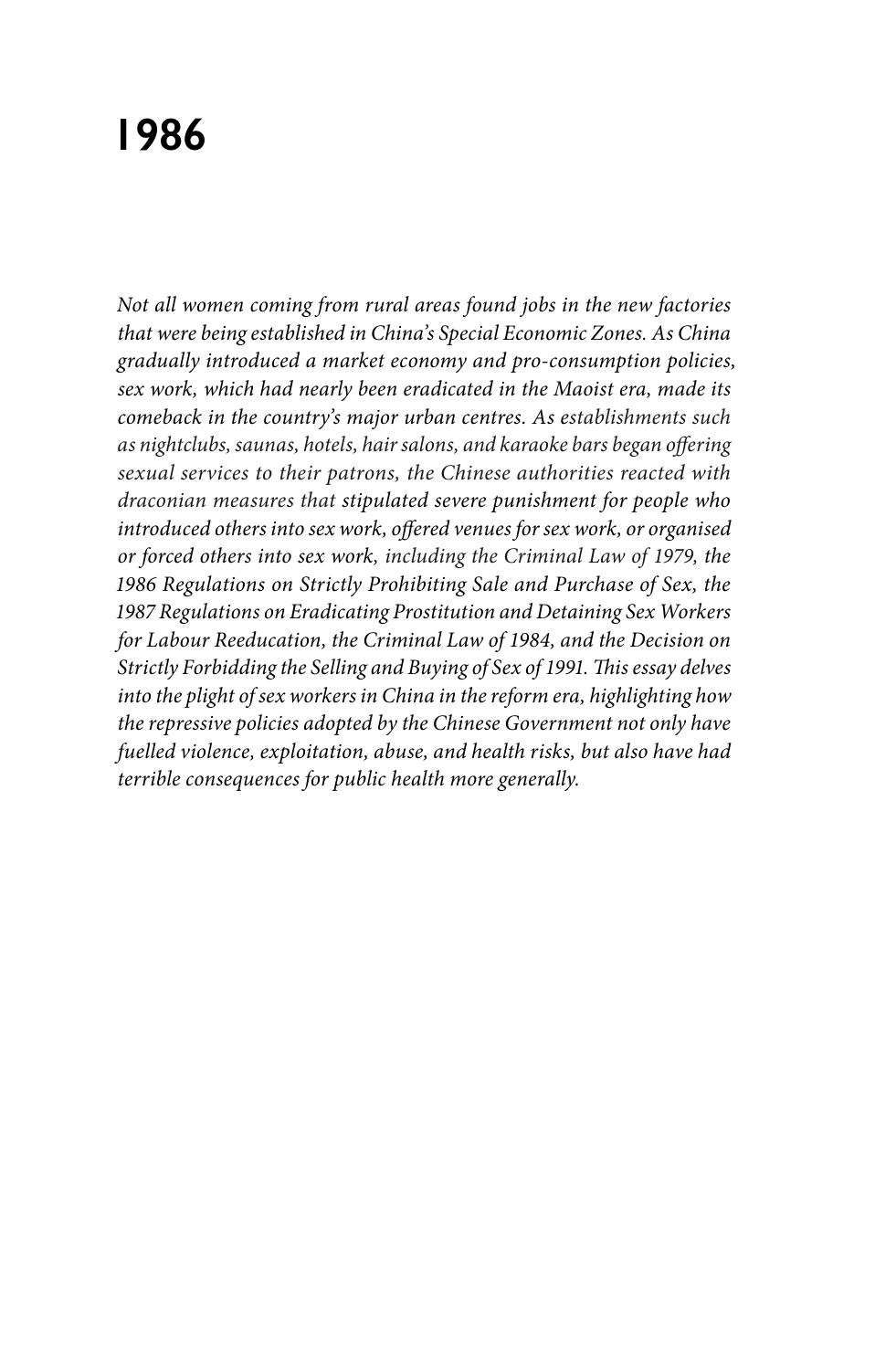# 1986

*Not all women coming from rural areas found jobs in the new factories that were being established in China's Special Economic Zones. As China gradually introduced a market economy and pro-consumption policies, sex work, which had nearly been eradicated in the Maoist era, made its comeback in the country's major urban centres. As establishments such as nightclubs, saunas, hotels, hair salons, and karaoke bars began offering sexual services to their patrons, the Chinese authorities reacted with draconian measures that stipulated severe punishment for people who introduced others into sex work, offered venues for sex work, or organised or forced others into sex work, including the Criminal Law of 1979, the 1986 Regulations on Strictly Prohibiting Sale and Purchase of Sex, the 1987 Regulations on Eradicating Prostitution and Detaining Sex Workers for Labour Reeducation, the Criminal Law of 1984, and the Decision on Strictly Forbidding the Selling and Buying of Sex of 1991. This essay delves into the plight of sex workers in China in the reform era, highlighting how the repressive policies adopted by the Chinese Government not only have fuelled violence, exploitation, abuse, and health risks, but also have had terrible consequences for public health more generally.*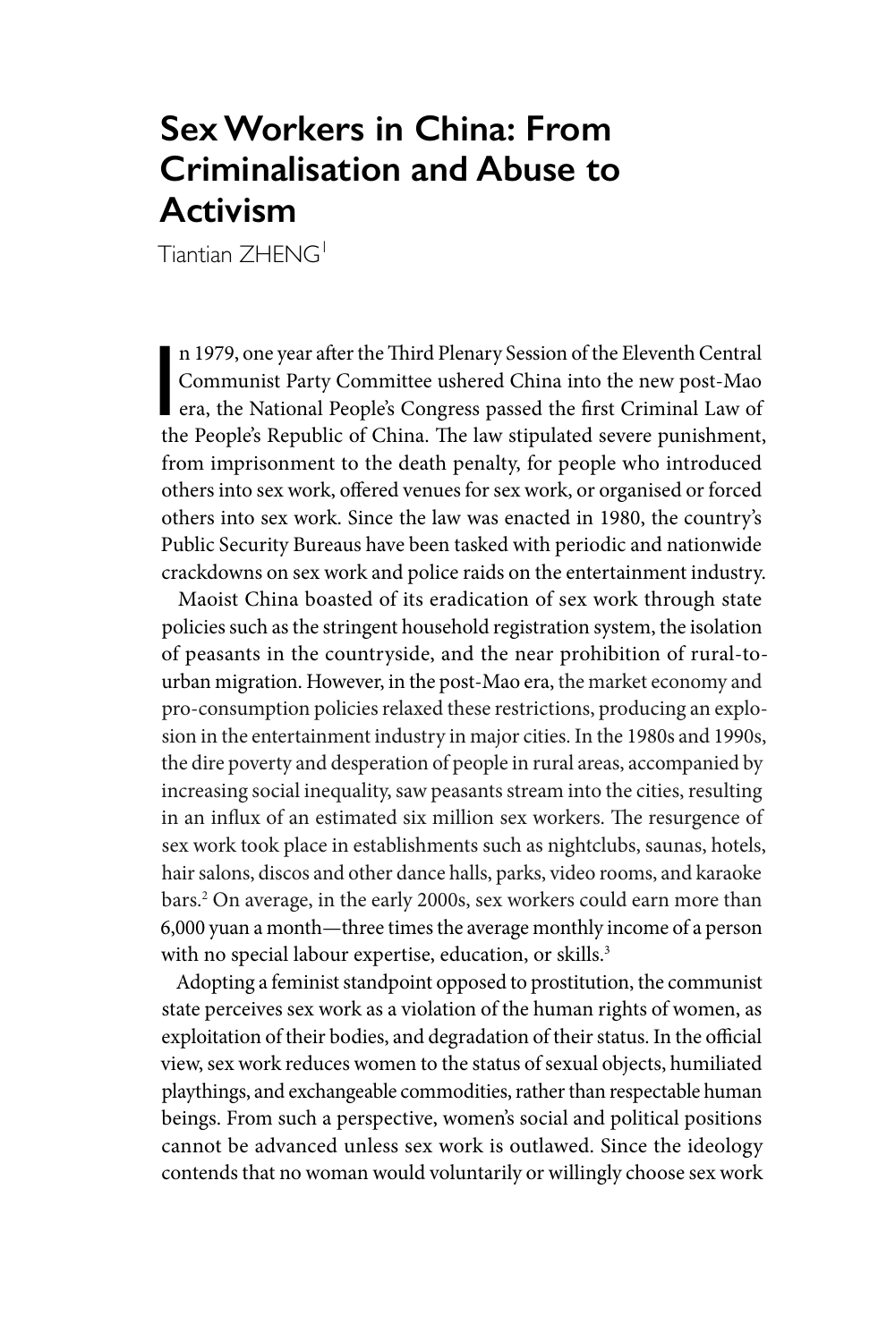# Sex Workers in China: From Criminalisation and Abuse to Activism

Tiantian ZHENG[1]

In 1979, one year after the Third Plenary Session of the Eleventh Central Communist Party Committee ushered China into the new post-Mao era, the National People's Congress passed the first Criminal Law of the People's Republic of China. The law stipulated severe punishment, from imprisonment to the death penalty, for people who introduced others into sex work, offered venues for sex work, or organised or forced others into sex work. Since the law was enacted in 1980, the country's Public Security Bureaus have been tasked with periodic and nationwide crackdowns on sex work and police raids on the entertainment industry.

Maoist China boasted of its eradication of sex work through state policies such as the stringent household registration system, the isolation of peasants in the countryside, and the near prohibition of rural-to-urban migration. However, in the post-Mao era, the market economy and pro-consumption policies relaxed these restrictions, producing an explosion in the entertainment industry in major cities. In the 1980s and 1990s, the dire poverty and desperation of people in rural areas, accompanied by increasing social inequality, saw peasants stream into the cities, resulting in an influx of an estimated six million sex workers. The resurgence of sex work took place in establishments such as nightclubs, saunas, hotels, hair salons, discos and other dance halls, parks, video rooms, and karaoke bars.[2] On average, in the early 2000s, sex workers could earn more than 6,000 yuan a month—three times the average monthly income of a person with no special labour expertise, education, or skills.[3]

Adopting a feminist standpoint opposed to prostitution, the communist state perceives sex work as a violation of the human rights of women, as exploitation of their bodies, and degradation of their status. In the official view, sex work reduces women to the status of sexual objects, humiliated playthings, and exchangeable commodities, rather than respectable human beings. From such a perspective, women's social and political positions cannot be advanced unless sex work is outlawed. Since the ideology contends that no woman would voluntarily or willingly choose sex work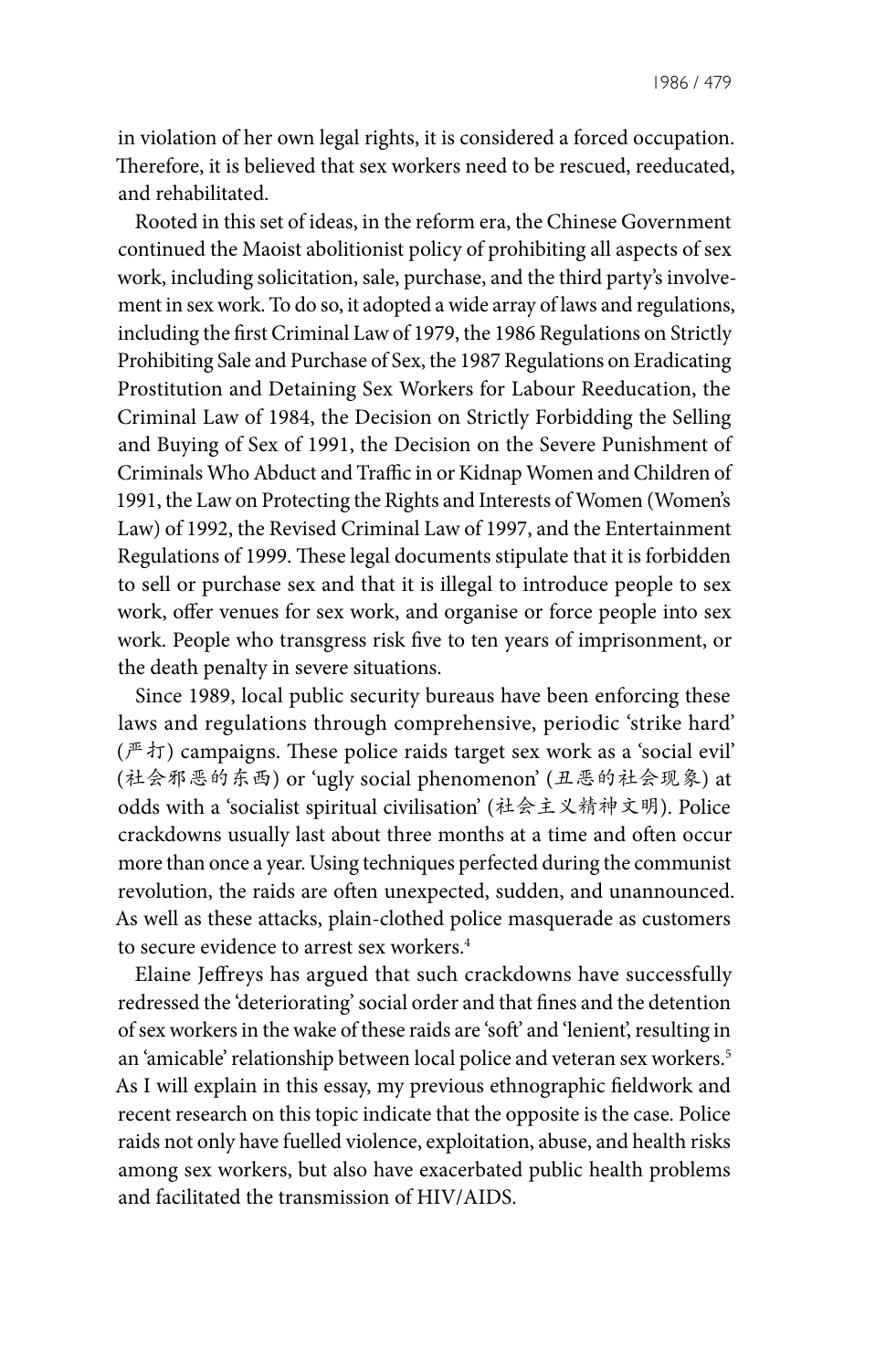in violation of her own legal rights, it is considered a forced occupation. Therefore, it is believed that sex workers need to be rescued, reeducated, and rehabilitated.

Rooted in this set of ideas, in the reform era, the Chinese Government continued the Maoist abolitionist policy of prohibiting all aspects of sex work, including solicitation, sale, purchase, and the third party's involvement in sex work. To do so, it adopted a wide array of laws and regulations, including the first Criminal Law of 1979, the 1986 Regulations on Strictly Prohibiting Sale and Purchase of Sex, the 1987 Regulations on Eradicating Prostitution and Detaining Sex Workers for Labour Reeducation, the Criminal Law of 1984, the Decision on Strictly Forbidding the Selling and Buying of Sex of 1991, the Decision on the Severe Punishment of Criminals Who Abduct and Traffic in or Kidnap Women and Children of 1991, the Law on Protecting the Rights and Interests of Women (Women's Law) of 1992, the Revised Criminal Law of 1997, and the Entertainment Regulations of 1999. These legal documents stipulate that it is forbidden to sell or purchase sex and that it is illegal to introduce people to sex work, offer venues for sex work, and organise or force people into sex work. People who transgress risk five to ten years of imprisonment, or the death penalty in severe situations.

Since 1989, local public security bureaus have been enforcing these laws and regulations through comprehensive, periodic 'strike hard' (严打) campaigns. These police raids target sex work as a 'social evil' (社会邪恶的东西) or 'ugly social phenomenon' (丑恶的社会现象) at odds with a 'socialist spiritual civilisation' (社会主义精神文明). Police crackdowns usually last about three months at a time and often occur more than once a year. Using techniques perfected during the communist revolution, the raids are often unexpected, sudden, and unannounced. As well as these attacks, plain-clothed police masquerade as customers to secure evidence to arrest sex workers.[4]

Elaine Jeffreys has argued that such crackdowns have successfully redressed the 'deteriorating' social order and that fines and the detention of sex workers in the wake of these raids are 'soft' and 'lenient', resulting in an 'amicable' relationship between local police and veteran sex workers.[5] As I will explain in this essay, my previous ethnographic fieldwork and recent research on this topic indicate that the opposite is the case. Police raids not only have fuelled violence, exploitation, abuse, and health risks among sex workers, but also have exacerbated public health problems and facilitated the transmission of HIV/AIDS.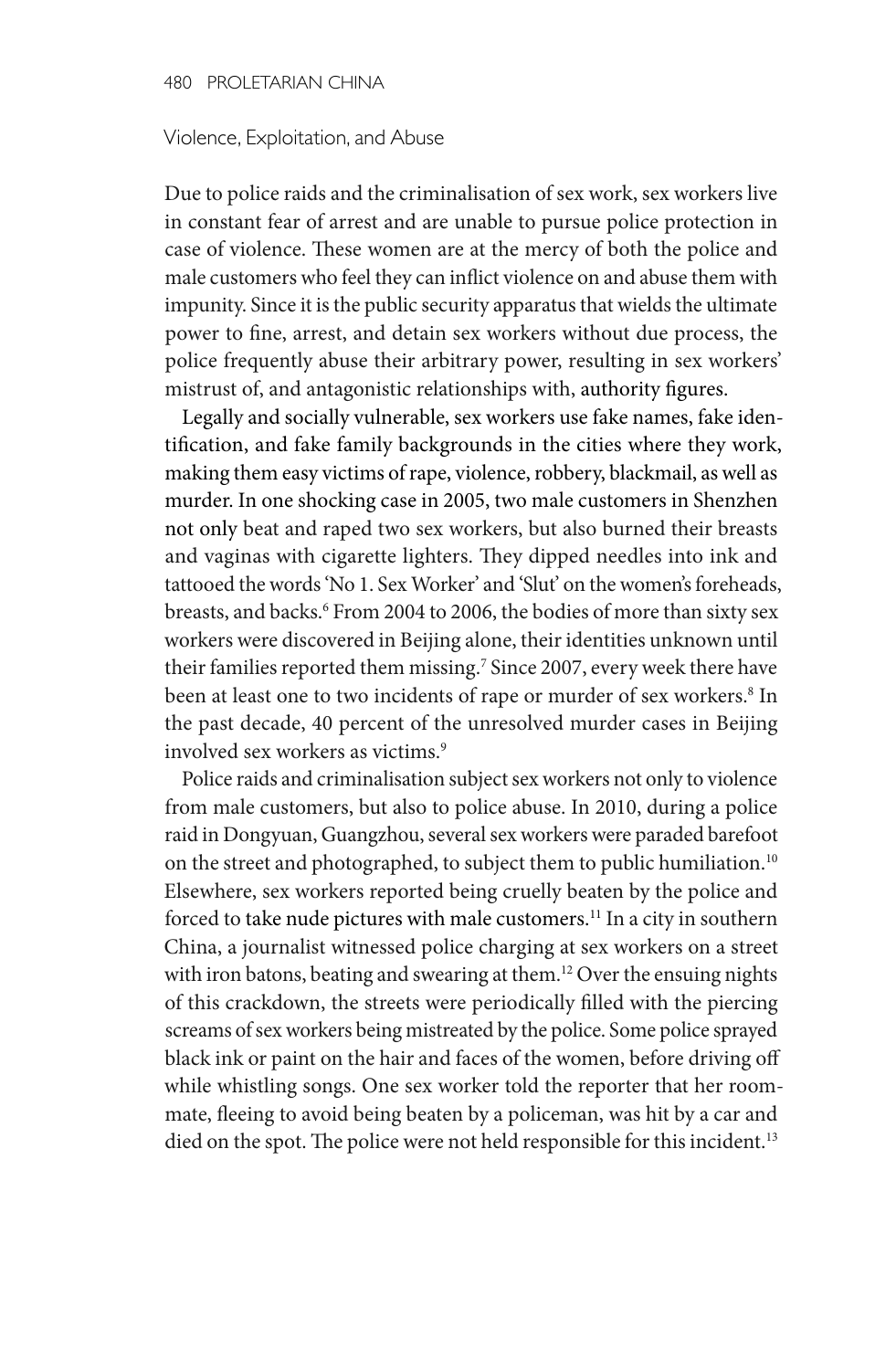## Violence, Exploitation, and Abuse

Due to police raids and the criminalisation of sex work, sex workers live in constant fear of arrest and are unable to pursue police protection in case of violence. These women are at the mercy of both the police and male customers who feel they can inflict violence on and abuse them with impunity. Since it is the public security apparatus that wields the ultimate power to fine, arrest, and detain sex workers without due process, the police frequently abuse their arbitrary power, resulting in sex workers' mistrust of, and antagonistic relationships with, authority figures.

Legally and socially vulnerable, sex workers use fake names, fake identification, and fake family backgrounds in the cities where they work, making them easy victims of rape, violence, robbery, blackmail, as well as murder. In one shocking case in 2005, two male customers in Shenzhen not only beat and raped two sex workers, but also burned their breasts and vaginas with cigarette lighters. They dipped needles into ink and tattooed the words 'No 1. Sex Worker' and 'Slut' on the women's foreheads, breasts, and backs.[6] From 2004 to 2006, the bodies of more than sixty sex workers were discovered in Beijing alone, their identities unknown until their families reported them missing.[7] Since 2007, every week there have been at least one to two incidents of rape or murder of sex workers.[8] In the past decade, 40 percent of the unresolved murder cases in Beijing involved sex workers as victims.[9]

Police raids and criminalisation subject sex workers not only to violence from male customers, but also to police abuse. In 2010, during a police raid in Dongyuan, Guangzhou, several sex workers were paraded barefoot on the street and photographed, to subject them to public humiliation.[10] Elsewhere, sex workers reported being cruelly beaten by the police and forced to take nude pictures with male customers.[11] In a city in southern China, a journalist witnessed police charging at sex workers on a street with iron batons, beating and swearing at them.[12] Over the ensuing nights of this crackdown, the streets were periodically filled with the piercing screams of sex workers being mistreated by the police. Some police sprayed black ink or paint on the hair and faces of the women, before driving off while whistling songs. One sex worker told the reporter that her roommate, fleeing to avoid being beaten by a policeman, was hit by a car and died on the spot. The police were not held responsible for this incident.[13]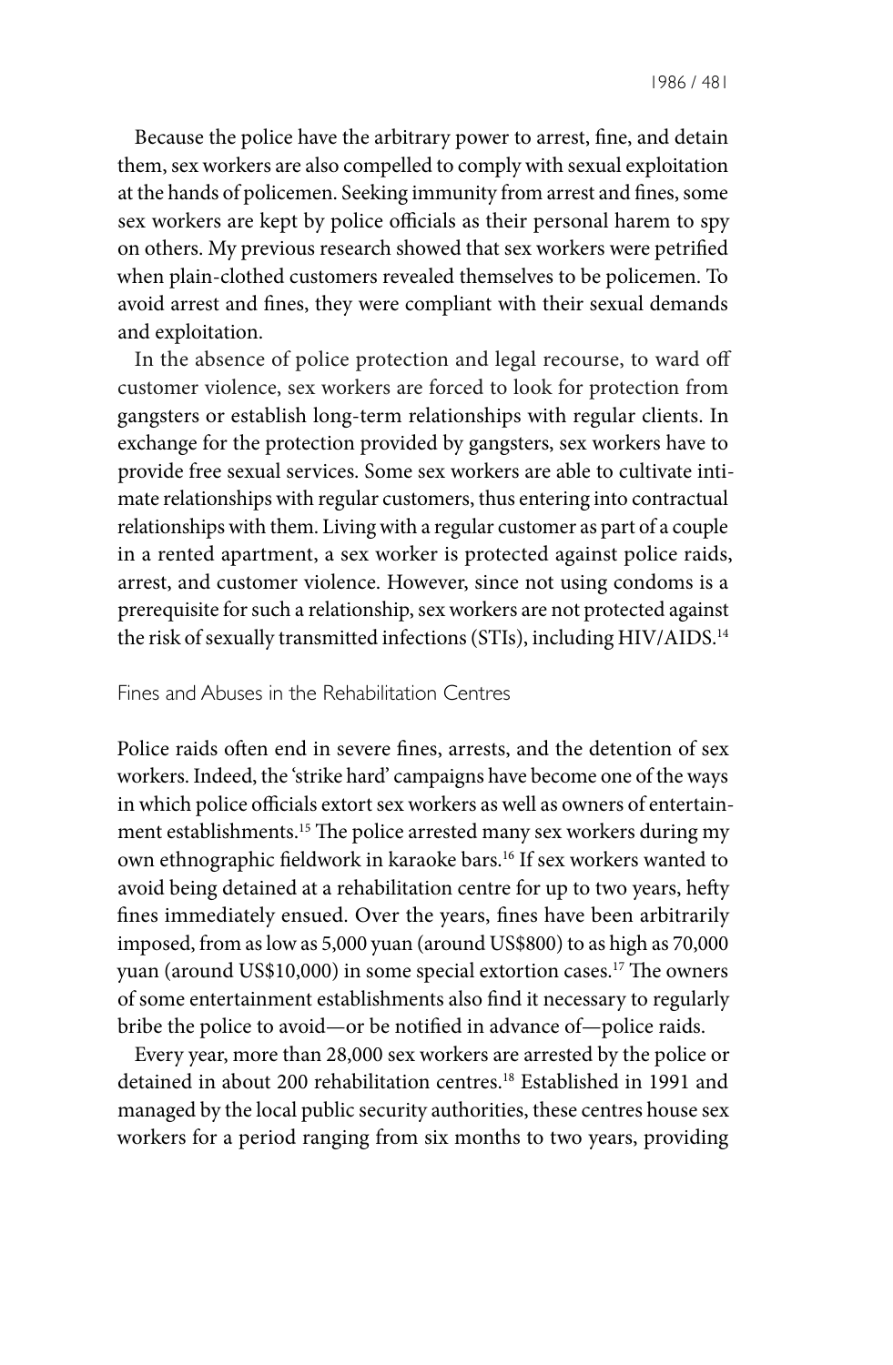Because the police have the arbitrary power to arrest, fine, and detain them, sex workers are also compelled to comply with sexual exploitation at the hands of policemen. Seeking immunity from arrest and fines, some sex workers are kept by police officials as their personal harem to spy on others. My previous research showed that sex workers were petrified when plain-clothed customers revealed themselves to be policemen. To avoid arrest and fines, they were compliant with their sexual demands and exploitation.

In the absence of police protection and legal recourse, to ward off customer violence, sex workers are forced to look for protection from gangsters or establish long-term relationships with regular clients. In exchange for the protection provided by gangsters, sex workers have to provide free sexual services. Some sex workers are able to cultivate intimate relationships with regular customers, thus entering into contractual relationships with them. Living with a regular customer as part of a couple in a rented apartment, a sex worker is protected against police raids, arrest, and customer violence. However, since not using condoms is a prerequisite for such a relationship, sex workers are not protected against the risk of sexually transmitted infections (STIs), including HIV/AIDS.[14]

## Fines and Abuses in the Rehabilitation Centres

Police raids often end in severe fines, arrests, and the detention of sex workers. Indeed, the 'strike hard' campaigns have become one of the ways in which police officials extort sex workers as well as owners of entertainment establishments.[15] The police arrested many sex workers during my own ethnographic fieldwork in karaoke bars.[16] If sex workers wanted to avoid being detained at a rehabilitation centre for up to two years, hefty fines immediately ensued. Over the years, fines have been arbitrarily imposed, from as low as 5,000 yuan (around US$800) to as high as 70,000 yuan (around US$10,000) in some special extortion cases.[17] The owners of some entertainment establishments also find it necessary to regularly bribe the police to avoid—or be notified in advance of—police raids.

Every year, more than 28,000 sex workers are arrested by the police or detained in about 200 rehabilitation centres.[18] Established in 1991 and managed by the local public security authorities, these centres house sex workers for a period ranging from six months to two years, providing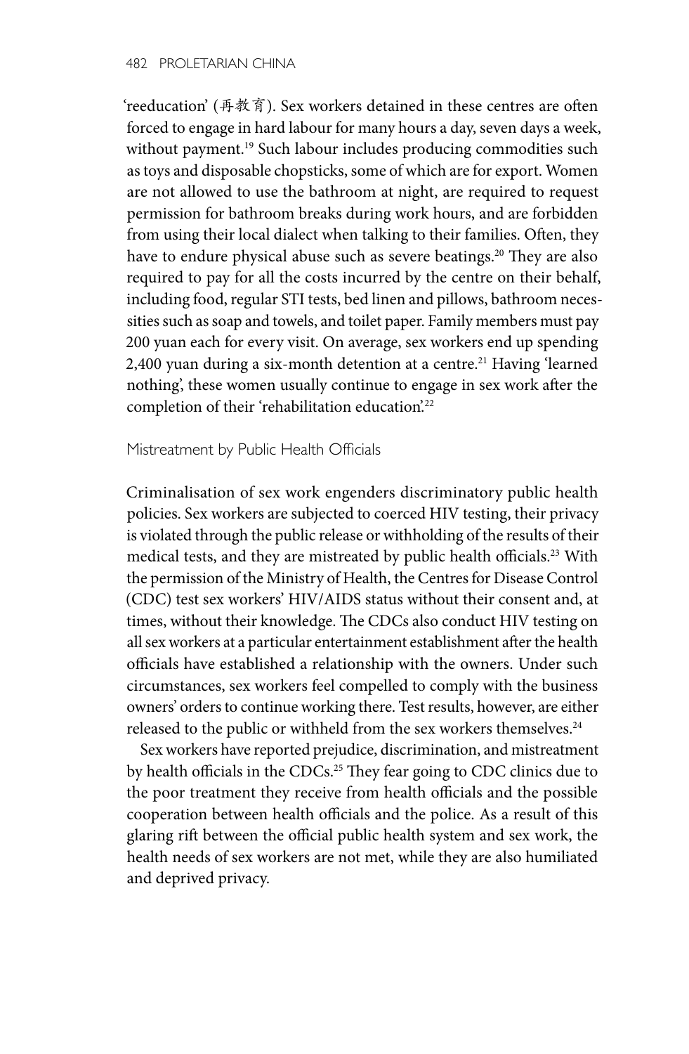'reeducation' (再教育). Sex workers detained in these centres are often forced to engage in hard labour for many hours a day, seven days a week, without payment.[19] Such labour includes producing commodities such as toys and disposable chopsticks, some of which are for export. Women are not allowed to use the bathroom at night, are required to request permission for bathroom breaks during work hours, and are forbidden from using their local dialect when talking to their families. Often, they have to endure physical abuse such as severe beatings.[20] They are also required to pay for all the costs incurred by the centre on their behalf, including food, regular STI tests, bed linen and pillows, bathroom necessities such as soap and towels, and toilet paper. Family members must pay 200 yuan each for every visit. On average, sex workers end up spending 2,400 yuan during a six-month detention at a centre.[21] Having 'learned nothing', these women usually continue to engage in sex work after the completion of their 'rehabilitation education'.[22]

### Mistreatment by Public Health Officials

Criminalisation of sex work engenders discriminatory public health policies. Sex workers are subjected to coerced HIV testing, their privacy is violated through the public release or withholding of the results of their medical tests, and they are mistreated by public health officials.[23] With the permission of the Ministry of Health, the Centres for Disease Control (CDC) test sex workers' HIV/AIDS status without their consent and, at times, without their knowledge. The CDCs also conduct HIV testing on all sex workers at a particular entertainment establishment after the health officials have established a relationship with the owners. Under such circumstances, sex workers feel compelled to comply with the business owners' orders to continue working there. Test results, however, are either released to the public or withheld from the sex workers themselves.[24]

Sex workers have reported prejudice, discrimination, and mistreatment by health officials in the CDCs.[25] They fear going to CDC clinics due to the poor treatment they receive from health officials and the possible cooperation between health officials and the police. As a result of this glaring rift between the official public health system and sex work, the health needs of sex workers are not met, while they are also humiliated and deprived privacy.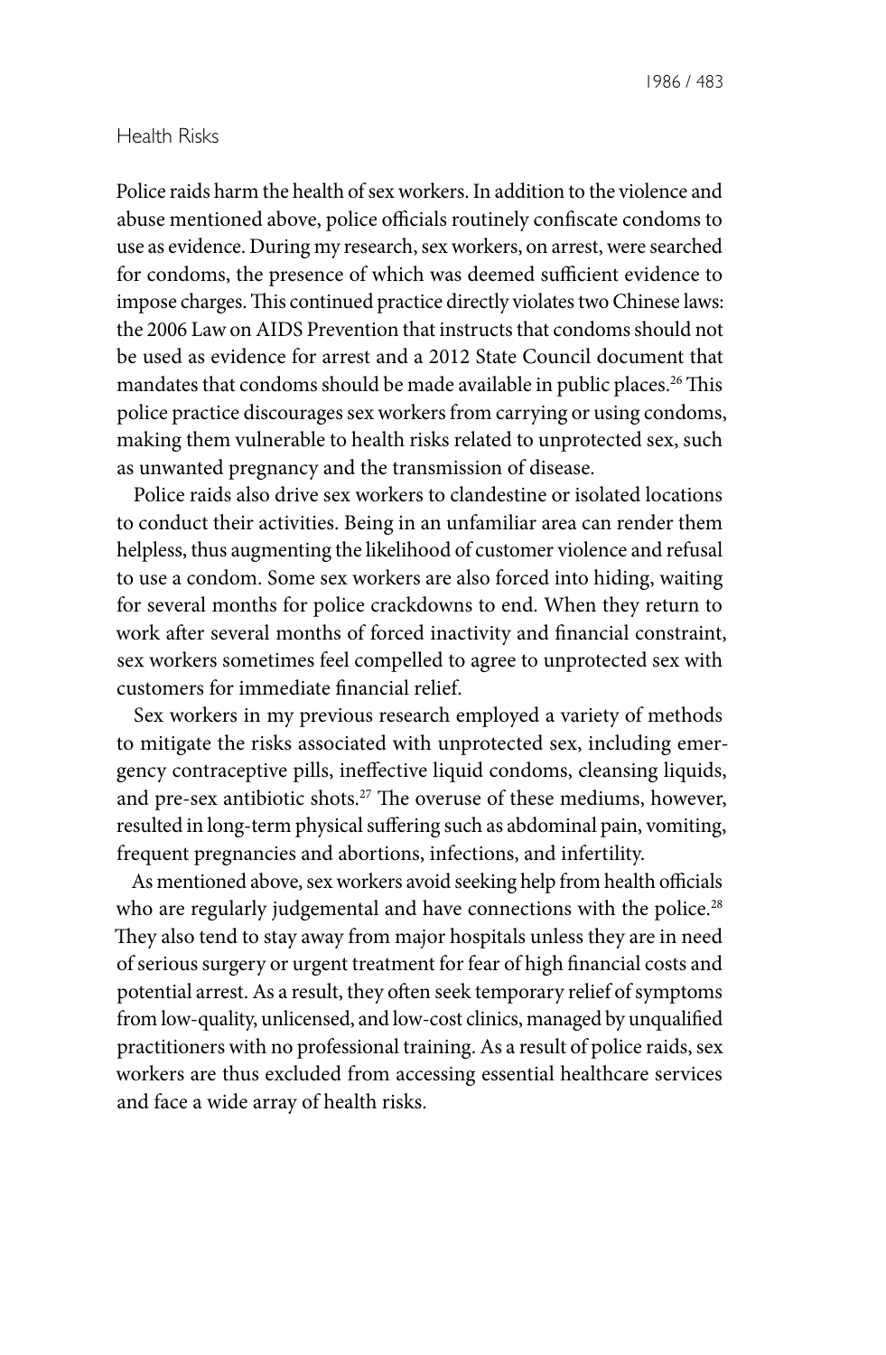## Health Risks

Police raids harm the health of sex workers. In addition to the violence and abuse mentioned above, police officials routinely confiscate condoms to use as evidence. During my research, sex workers, on arrest, were searched for condoms, the presence of which was deemed sufficient evidence to impose charges. This continued practice directly violates two Chinese laws: the 2006 Law on AIDS Prevention that instructs that condoms should not be used as evidence for arrest and a 2012 State Council document that mandates that condoms should be made available in public places.[26] This police practice discourages sex workers from carrying or using condoms, making them vulnerable to health risks related to unprotected sex, such as unwanted pregnancy and the transmission of disease.

Police raids also drive sex workers to clandestine or isolated locations to conduct their activities. Being in an unfamiliar area can render them helpless, thus augmenting the likelihood of customer violence and refusal to use a condom. Some sex workers are also forced into hiding, waiting for several months for police crackdowns to end. When they return to work after several months of forced inactivity and financial constraint, sex workers sometimes feel compelled to agree to unprotected sex with customers for immediate financial relief.

Sex workers in my previous research employed a variety of methods to mitigate the risks associated with unprotected sex, including emergency contraceptive pills, ineffective liquid condoms, cleansing liquids, and pre-sex antibiotic shots.[27] The overuse of these mediums, however, resulted in long-term physical suffering such as abdominal pain, vomiting, frequent pregnancies and abortions, infections, and infertility.

As mentioned above, sex workers avoid seeking help from health officials who are regularly judgemental and have connections with the police.[28] They also tend to stay away from major hospitals unless they are in need of serious surgery or urgent treatment for fear of high financial costs and potential arrest. As a result, they often seek temporary relief of symptoms from low-quality, unlicensed, and low-cost clinics, managed by unqualified practitioners with no professional training. As a result of police raids, sex workers are thus excluded from accessing essential healthcare services and face a wide array of health risks.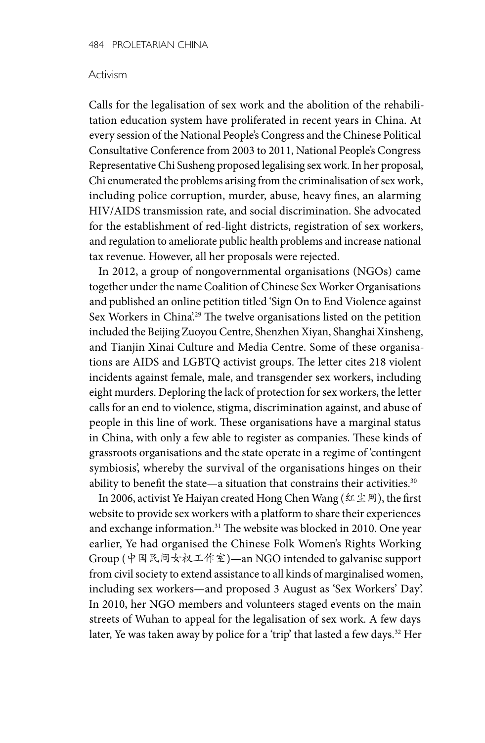## Activism

Calls for the legalisation of sex work and the abolition of the rehabilitation education system have proliferated in recent years in China. At every session of the National People's Congress and the Chinese Political Consultative Conference from 2003 to 2011, National People's Congress Representative Chi Susheng proposed legalising sex work. In her proposal, Chi enumerated the problems arising from the criminalisation of sex work, including police corruption, murder, abuse, heavy fines, an alarming HIV/AIDS transmission rate, and social discrimination. She advocated for the establishment of red-light districts, registration of sex workers, and regulation to ameliorate public health problems and increase national tax revenue. However, all her proposals were rejected.

In 2012, a group of nongovernmental organisations (NGOs) came together under the name Coalition of Chinese Sex Worker Organisations and published an online petition titled 'Sign On to End Violence against Sex Workers in China'.[29] The twelve organisations listed on the petition included the Beijing Zuoyou Centre, Shenzhen Xiyan, Shanghai Xinsheng, and Tianjin Xinai Culture and Media Centre. Some of these organisations are AIDS and LGBTQ activist groups. The letter cites 218 violent incidents against female, male, and transgender sex workers, including eight murders. Deploring the lack of protection for sex workers, the letter calls for an end to violence, stigma, discrimination against, and abuse of people in this line of work. These organisations have a marginal status in China, with only a few able to register as companies. These kinds of grassroots organisations and the state operate in a regime of 'contingent symbiosis', whereby the survival of the organisations hinges on their ability to benefit the state—a situation that constrains their activities.[30]

In 2006, activist Ye Haiyan created Hong Chen Wang (红尘网), the first website to provide sex workers with a platform to share their experiences and exchange information.[31] The website was blocked in 2010. One year earlier, Ye had organised the Chinese Folk Women's Rights Working Group (中国民间女权工作室)—an NGO intended to galvanise support from civil society to extend assistance to all kinds of marginalised women, including sex workers—and proposed 3 August as 'Sex Workers' Day'. In 2010, her NGO members and volunteers staged events on the main streets of Wuhan to appeal for the legalisation of sex work. A few days later, Ye was taken away by police for a 'trip' that lasted a few days.[32] Her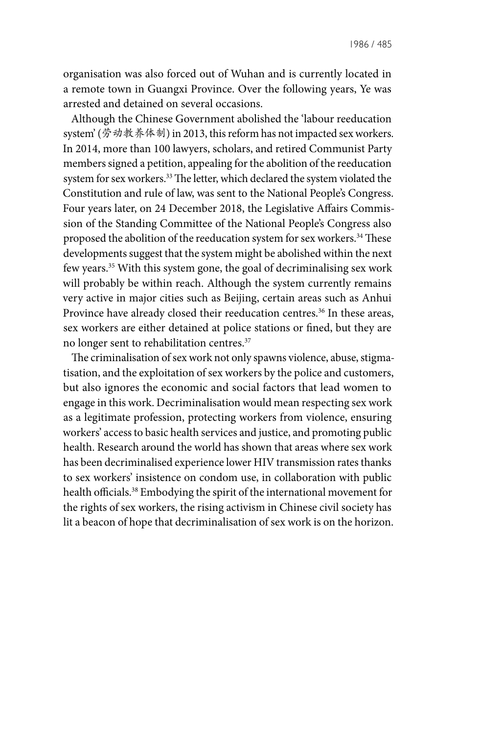organisation was also forced out of Wuhan and is currently located in a remote town in Guangxi Province. Over the following years, Ye was arrested and detained on several occasions.

Although the Chinese Government abolished the 'labour reeducation system' (劳动教养体制) in 2013, this reform has not impacted sex workers. In 2014, more than 100 lawyers, scholars, and retired Communist Party members signed a petition, appealing for the abolition of the reeducation system for sex workers.[33] The letter, which declared the system violated the Constitution and rule of law, was sent to the National People's Congress. Four years later, on 24 December 2018, the Legislative Affairs Commission of the Standing Committee of the National People's Congress also proposed the abolition of the reeducation system for sex workers.[34] These developments suggest that the system might be abolished within the next few years.[35] With this system gone, the goal of decriminalising sex work will probably be within reach. Although the system currently remains very active in major cities such as Beijing, certain areas such as Anhui Province have already closed their reeducation centres.[36] In these areas, sex workers are either detained at police stations or fined, but they are no longer sent to rehabilitation centres.[37]

The criminalisation of sex work not only spawns violence, abuse, stigmatisation, and the exploitation of sex workers by the police and customers, but also ignores the economic and social factors that lead women to engage in this work. Decriminalisation would mean respecting sex work as a legitimate profession, protecting workers from violence, ensuring workers' access to basic health services and justice, and promoting public health. Research around the world has shown that areas where sex work has been decriminalised experience lower HIV transmission rates thanks to sex workers' insistence on condom use, in collaboration with public health officials.[38] Embodying the spirit of the international movement for the rights of sex workers, the rising activism in Chinese civil society has lit a beacon of hope that decriminalisation of sex work is on the horizon.